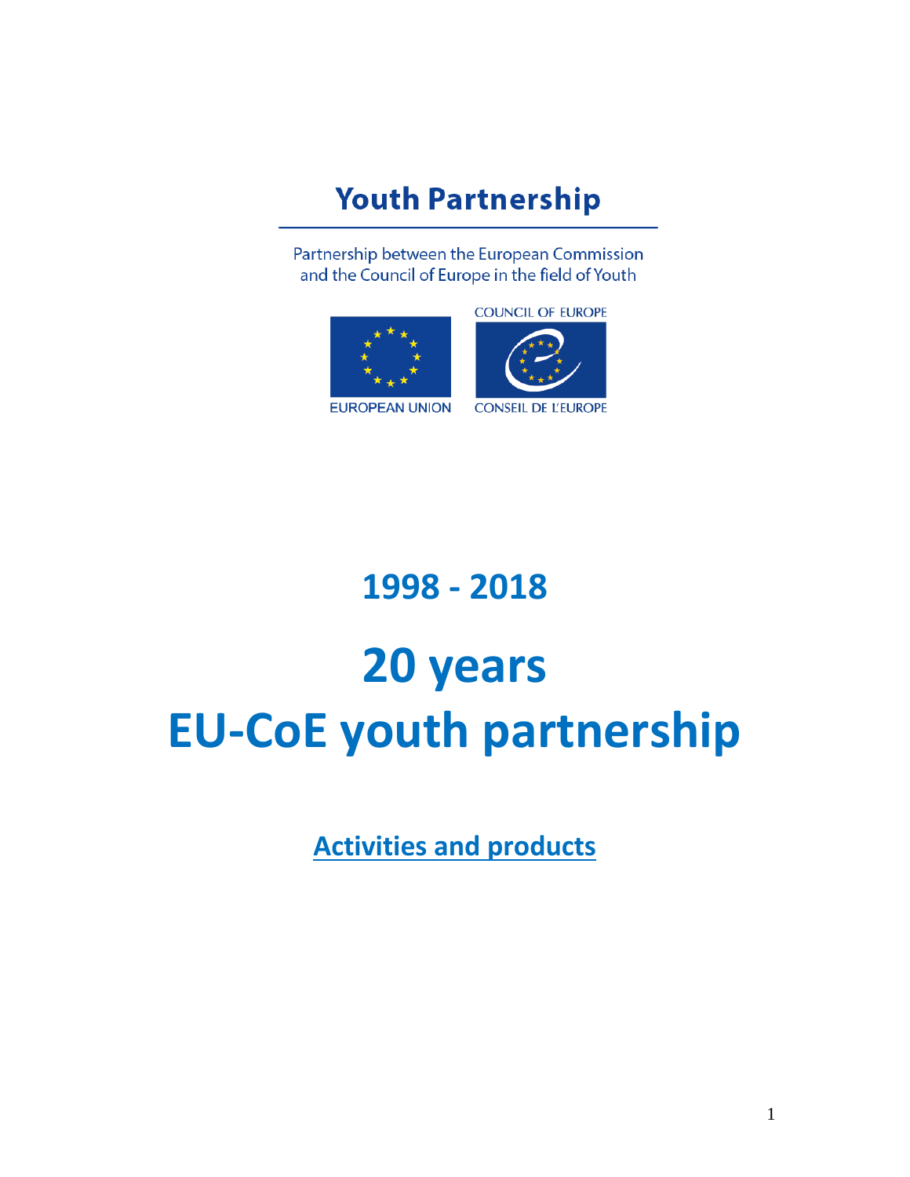**Youth Partnership**

Partnership between the European Commission
and the Council of Europe in the field of Youth

COUNCIL OF EUROPE

EUROPEAN UNION

CONSEIL DE L'EUROPE

# 1998 - 2018

# 20 years
# EU-CoE youth partnership

## Activities and products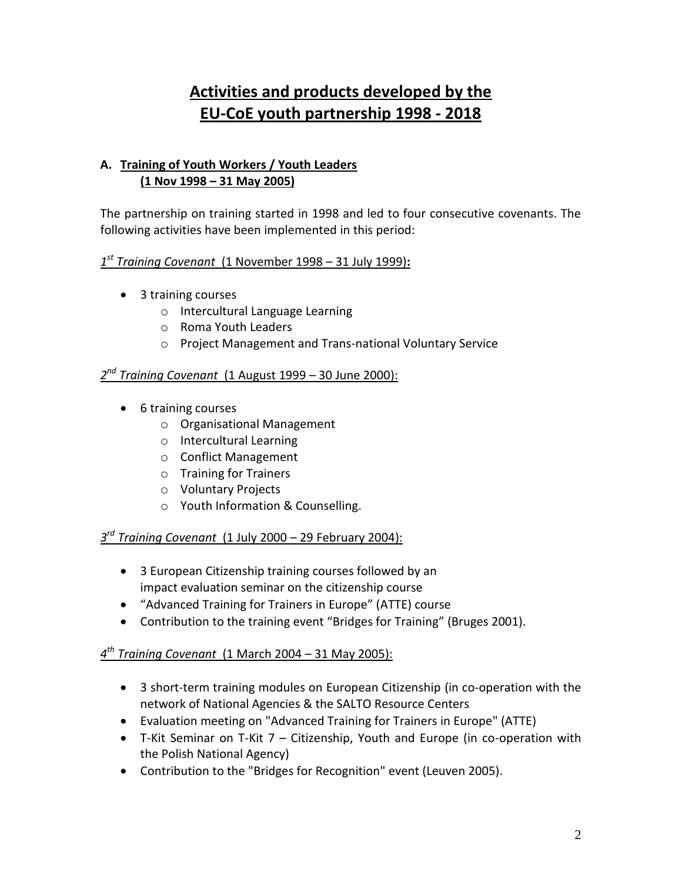# Activities and products developed by the EU-CoE youth partnership 1998 - 2018

## A. Training of Youth Workers / Youth Leaders (1 Nov 1998 – 31 May 2005)

The partnership on training started in 1998 and led to four consecutive covenants. The following activities have been implemented in this period:

*1st Training Covenant* (1 November 1998 – 31 July 1999)**:**

- 3 training courses
  - Intercultural Language Learning
  - Roma Youth Leaders
  - Project Management and Trans-national Voluntary Service

*2nd Training Covenant* (1 August 1999 – 30 June 2000):

- 6 training courses
  - Organisational Management
  - Intercultural Learning
  - Conflict Management
  - Training for Trainers
  - Voluntary Projects
  - Youth Information & Counselling.

*3rd Training Covenant* (1 July 2000 – 29 February 2004):

- 3 European Citizenship training courses followed by an impact evaluation seminar on the citizenship course
- "Advanced Training for Trainers in Europe" (ATTE) course
- Contribution to the training event "Bridges for Training" (Bruges 2001).

*4th Training Covenant* (1 March 2004 – 31 May 2005):

- 3 short-term training modules on European Citizenship (in co-operation with the network of National Agencies & the SALTO Resource Centers
- Evaluation meeting on "Advanced Training for Trainers in Europe" (ATTE)
- T-Kit Seminar on T-Kit 7 – Citizenship, Youth and Europe (in co-operation with the Polish National Agency)
- Contribution to the "Bridges for Recognition" event (Leuven 2005).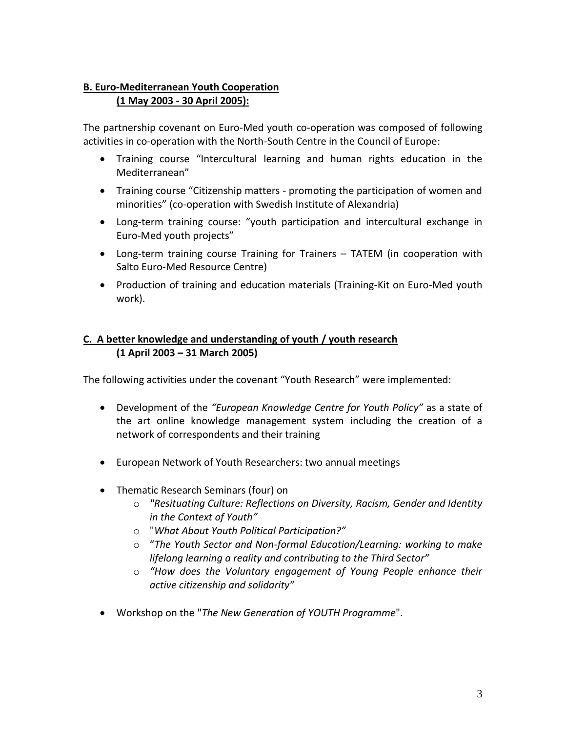## B. Euro-Mediterranean Youth Cooperation (1 May 2003 - 30 April 2005):

The partnership covenant on Euro-Med youth co-operation was composed of following activities in co-operation with the North-South Centre in the Council of Europe:

- Training course "Intercultural learning and human rights education in the Mediterranean"
- Training course "Citizenship matters - promoting the participation of women and minorities" (co-operation with Swedish Institute of Alexandria)
- Long-term training course: "youth participation and intercultural exchange in Euro-Med youth projects"
- Long-term training course Training for Trainers – TATEM (in cooperation with Salto Euro-Med Resource Centre)
- Production of training and education materials (Training-Kit on Euro-Med youth work).

## C. A better knowledge and understanding of youth / youth research (1 April 2003 – 31 March 2005)

The following activities under the covenant "Youth Research" were implemented:

- Development of the *"European Knowledge Centre for Youth Policy"* as a state of the art online knowledge management system including the creation of a network of correspondents and their training
- European Network of Youth Researchers: two annual meetings
- Thematic Research Seminars (four) on
  - *"Resituating Culture: Reflections on Diversity, Racism, Gender and Identity in the Context of Youth"*
  - "*What About Youth Political Participation?"*
  - "*The Youth Sector and Non-formal Education/Learning: working to make lifelong learning a reality and contributing to the Third Sector"*
  - *"How does the Voluntary engagement of Young People enhance their active citizenship and solidarity"*
- Workshop on the "*The New Generation of YOUTH Programme*".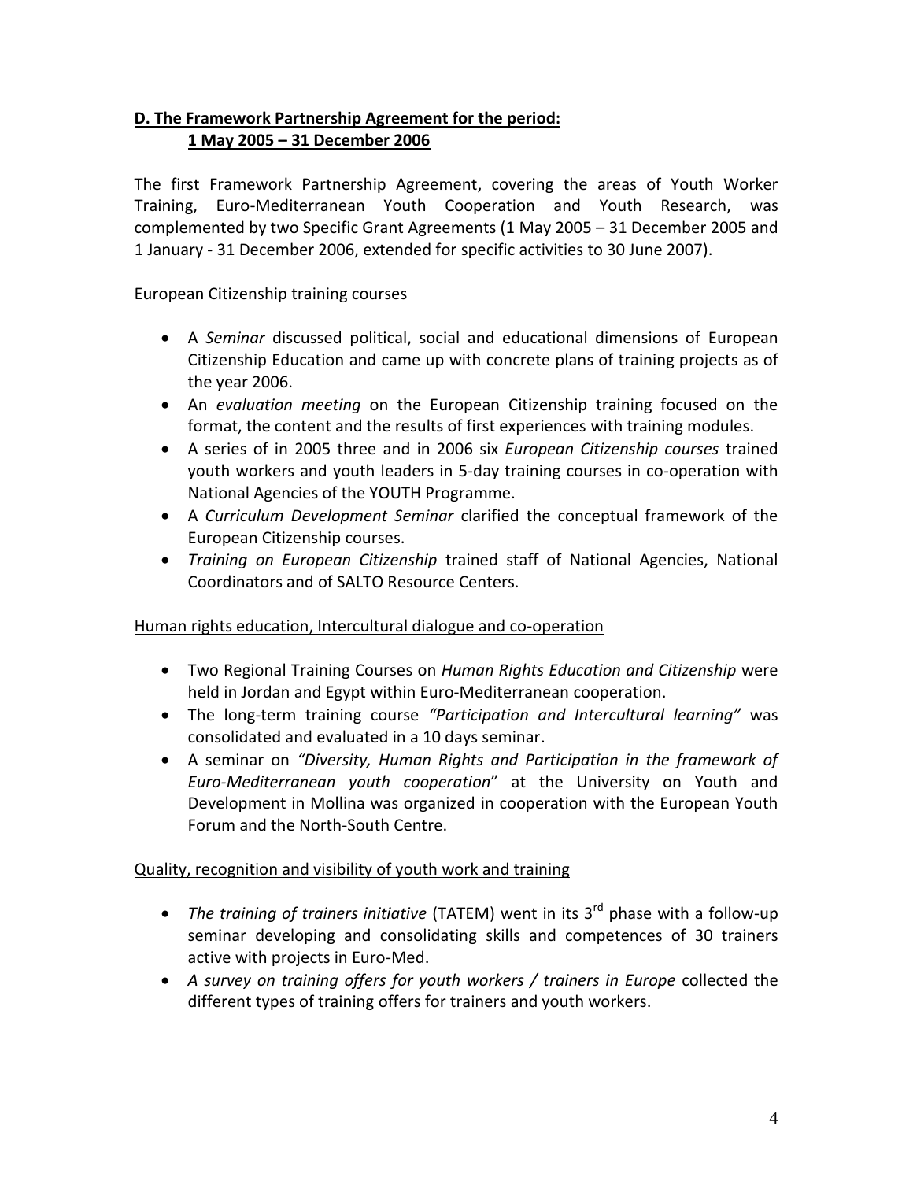## D. The Framework Partnership Agreement for the period: 1 May 2005 – 31 December 2006

The first Framework Partnership Agreement, covering the areas of Youth Worker Training, Euro-Mediterranean Youth Cooperation and Youth Research, was complemented by two Specific Grant Agreements (1 May 2005 – 31 December 2005 and 1 January - 31 December 2006, extended for specific activities to 30 June 2007).

<u>European Citizenship training courses</u>

- A *Seminar* discussed political, social and educational dimensions of European Citizenship Education and came up with concrete plans of training projects as of the year 2006.
- An *evaluation meeting* on the European Citizenship training focused on the format, the content and the results of first experiences with training modules.
- A series of in 2005 three and in 2006 six *European Citizenship courses* trained youth workers and youth leaders in 5-day training courses in co-operation with National Agencies of the YOUTH Programme.
- A *Curriculum Development Seminar* clarified the conceptual framework of the European Citizenship courses.
- *Training on European Citizenship* trained staff of National Agencies, National Coordinators and of SALTO Resource Centers.

<u>Human rights education, Intercultural dialogue and co-operation</u>

- Two Regional Training Courses on *Human Rights Education and Citizenship* were held in Jordan and Egypt within Euro-Mediterranean cooperation.
- The long-term training course *"Participation and Intercultural learning"* was consolidated and evaluated in a 10 days seminar.
- A seminar on *"Diversity, Human Rights and Participation in the framework of Euro-Mediterranean youth cooperation*" at the University on Youth and Development in Mollina was organized in cooperation with the European Youth Forum and the North-South Centre.

<u>Quality, recognition and visibility of youth work and training</u>

- *The training of trainers initiative* (TATEM) went in its 3rd phase with a follow-up seminar developing and consolidating skills and competences of 30 trainers active with projects in Euro-Med.
- *A survey on training offers for youth workers / trainers in Europe* collected the different types of training offers for trainers and youth workers.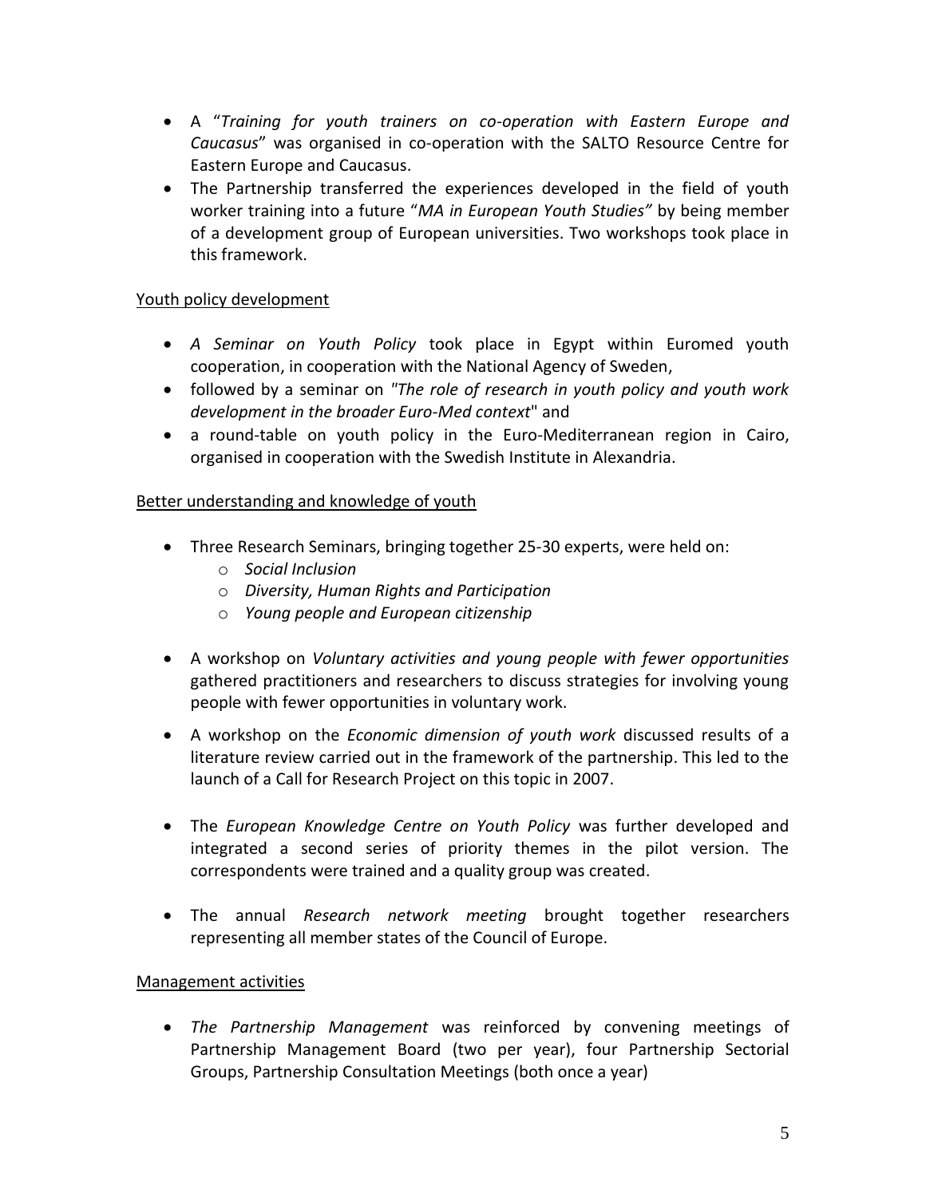- A "*Training for youth trainers on co-operation with Eastern Europe and Caucasus*" was organised in co-operation with the SALTO Resource Centre for Eastern Europe and Caucasus.
- The Partnership transferred the experiences developed in the field of youth worker training into a future "*MA in European Youth Studies"* by being member of a development group of European universities. Two workshops took place in this framework.

<u>Youth policy development</u>

- *A Seminar on Youth Policy* took place in Egypt within Euromed youth cooperation, in cooperation with the National Agency of Sweden,
- followed by a seminar on *"The role of research in youth policy and youth work development in the broader Euro-Med context*" and
- a round-table on youth policy in the Euro-Mediterranean region in Cairo, organised in cooperation with the Swedish Institute in Alexandria.

<u>Better understanding and knowledge of youth</u>

- Three Research Seminars, bringing together 25-30 experts, were held on:
  - *Social Inclusion*
  - *Diversity, Human Rights and Participation*
  - *Young people and European citizenship*
- A workshop on *Voluntary activities and young people with fewer opportunities* gathered practitioners and researchers to discuss strategies for involving young people with fewer opportunities in voluntary work.
- A workshop on the *Economic dimension of youth work* discussed results of a literature review carried out in the framework of the partnership. This led to the launch of a Call for Research Project on this topic in 2007.
- The *European Knowledge Centre on Youth Policy* was further developed and integrated a second series of priority themes in the pilot version. The correspondents were trained and a quality group was created.
- The annual *Research network meeting* brought together researchers representing all member states of the Council of Europe.

<u>Management activities</u>

- *The Partnership Management* was reinforced by convening meetings of Partnership Management Board (two per year), four Partnership Sectorial Groups, Partnership Consultation Meetings (both once a year)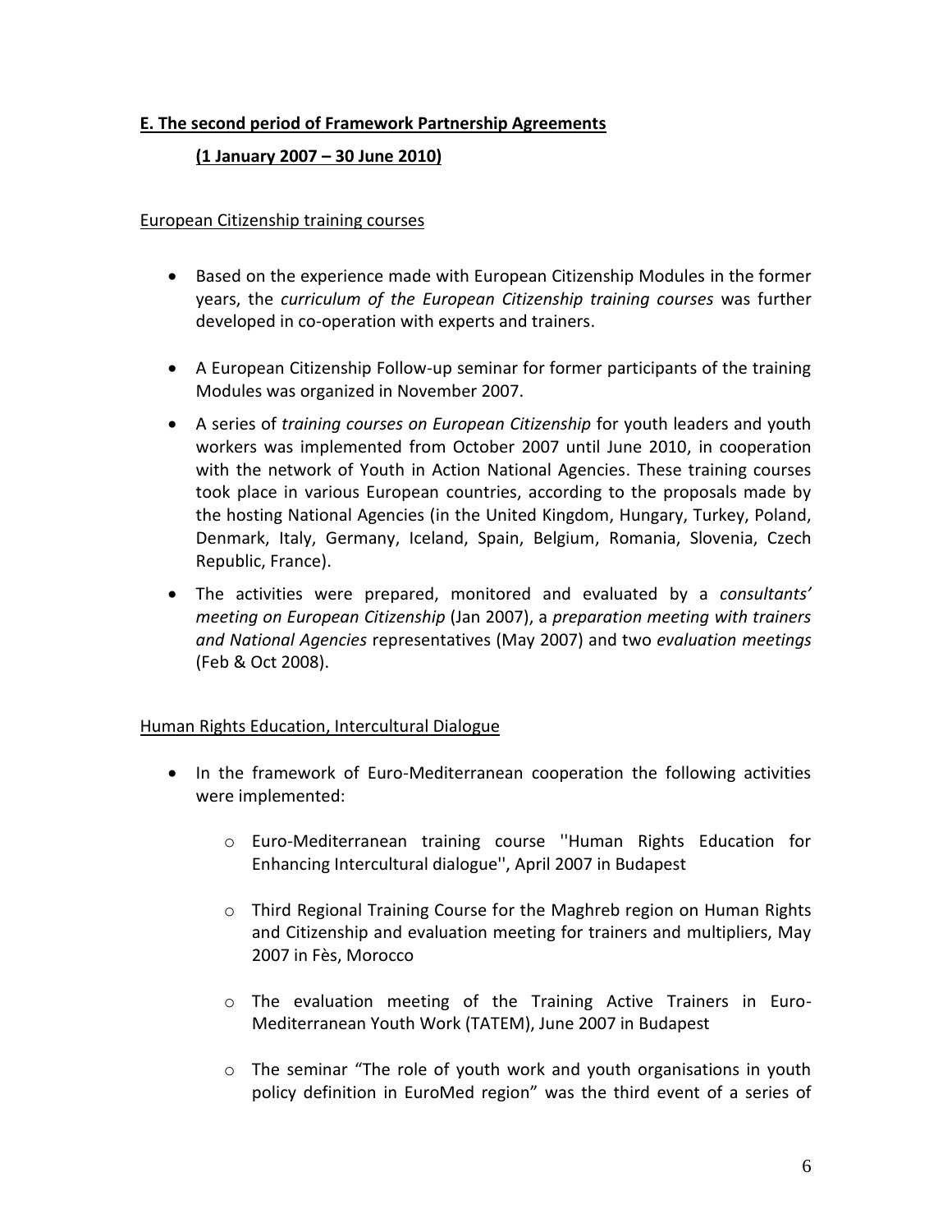## E. The second period of Framework Partnership Agreements

### (1 January 2007 – 30 June 2010)

European Citizenship training courses

- Based on the experience made with European Citizenship Modules in the former years, the *curriculum of the European Citizenship training courses* was further developed in co-operation with experts and trainers.
- A European Citizenship Follow-up seminar for former participants of the training Modules was organized in November 2007.
- A series of *training courses on European Citizenship* for youth leaders and youth workers was implemented from October 2007 until June 2010, in cooperation with the network of Youth in Action National Agencies. These training courses took place in various European countries, according to the proposals made by the hosting National Agencies (in the United Kingdom, Hungary, Turkey, Poland, Denmark, Italy, Germany, Iceland, Spain, Belgium, Romania, Slovenia, Czech Republic, France).
- The activities were prepared, monitored and evaluated by a *consultants' meeting on European Citizenship* (Jan 2007), a *preparation meeting with trainers and National Agencies* representatives (May 2007) and two *evaluation meetings* (Feb & Oct 2008).

Human Rights Education, Intercultural Dialogue

- In the framework of Euro-Mediterranean cooperation the following activities were implemented:
  - Euro-Mediterranean training course ''Human Rights Education for Enhancing Intercultural dialogue'', April 2007 in Budapest
  - Third Regional Training Course for the Maghreb region on Human Rights and Citizenship and evaluation meeting for trainers and multipliers, May 2007 in Fès, Morocco
  - The evaluation meeting of the Training Active Trainers in Euro-Mediterranean Youth Work (TATEM), June 2007 in Budapest
  - The seminar "The role of youth work and youth organisations in youth policy definition in EuroMed region" was the third event of a series of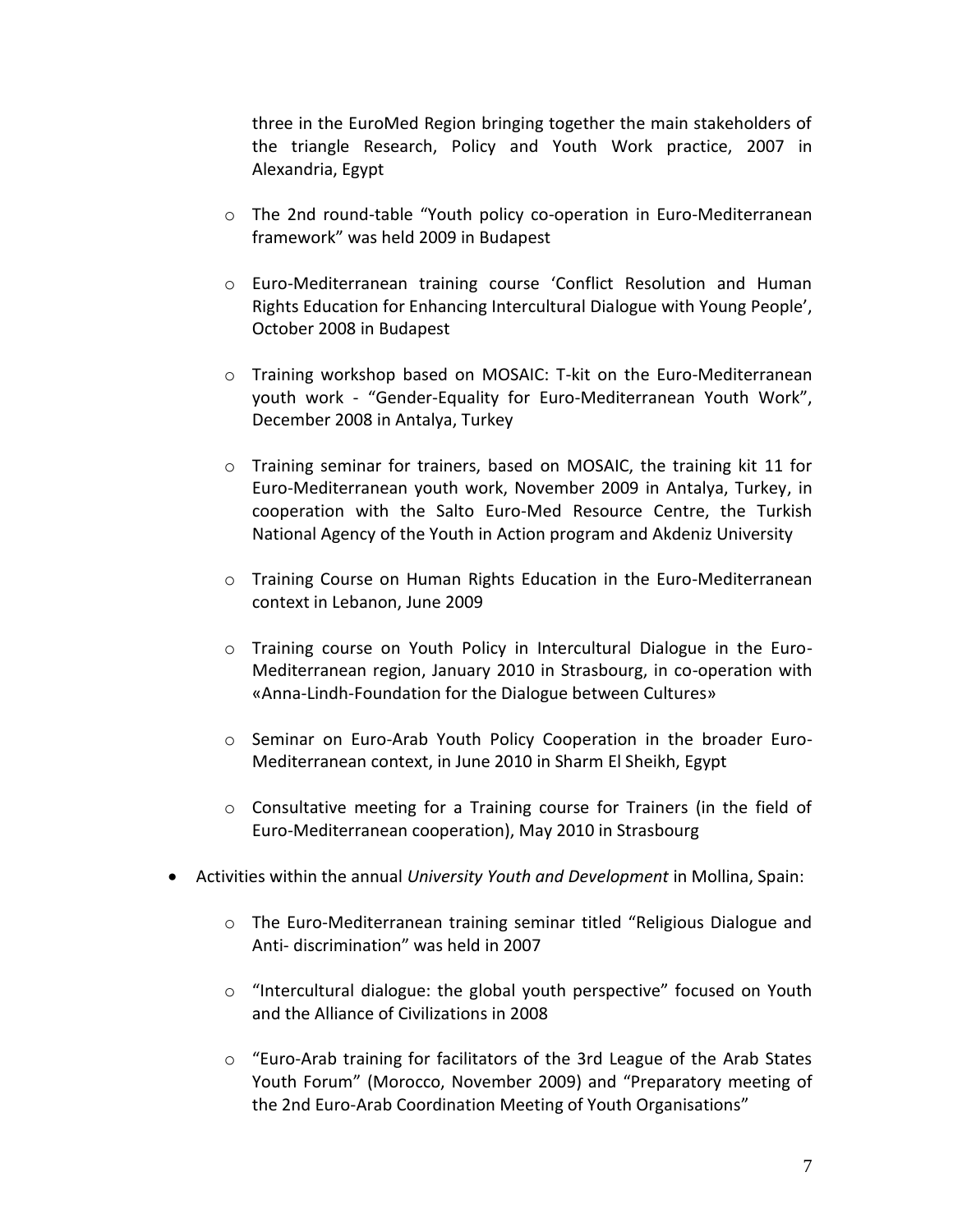three in the EuroMed Region bringing together the main stakeholders of the triangle Research, Policy and Youth Work practice, 2007 in Alexandria, Egypt

  - The 2nd round-table "Youth policy co-operation in Euro-Mediterranean framework" was held 2009 in Budapest

  - Euro-Mediterranean training course 'Conflict Resolution and Human Rights Education for Enhancing Intercultural Dialogue with Young People', October 2008 in Budapest

  - Training workshop based on MOSAIC: T-kit on the Euro-Mediterranean youth work - "Gender-Equality for Euro-Mediterranean Youth Work", December 2008 in Antalya, Turkey

  - Training seminar for trainers, based on MOSAIC, the training kit 11 for Euro-Mediterranean youth work, November 2009 in Antalya, Turkey, in cooperation with the Salto Euro-Med Resource Centre, the Turkish National Agency of the Youth in Action program and Akdeniz University

  - Training Course on Human Rights Education in the Euro-Mediterranean context in Lebanon, June 2009

  - Training course on Youth Policy in Intercultural Dialogue in the Euro-Mediterranean region, January 2010 in Strasbourg, in co-operation with «Anna-Lindh-Foundation for the Dialogue between Cultures»

  - Seminar on Euro-Arab Youth Policy Cooperation in the broader Euro-Mediterranean context, in June 2010 in Sharm El Sheikh, Egypt

  - Consultative meeting for a Training course for Trainers (in the field of Euro-Mediterranean cooperation), May 2010 in Strasbourg

- Activities within the annual *University Youth and Development* in Mollina, Spain:

  - The Euro-Mediterranean training seminar titled "Religious Dialogue and Anti- discrimination" was held in 2007

  - "Intercultural dialogue: the global youth perspective" focused on Youth and the Alliance of Civilizations in 2008

  - "Euro-Arab training for facilitators of the 3rd League of the Arab States Youth Forum" (Morocco, November 2009) and "Preparatory meeting of the 2nd Euro-Arab Coordination Meeting of Youth Organisations"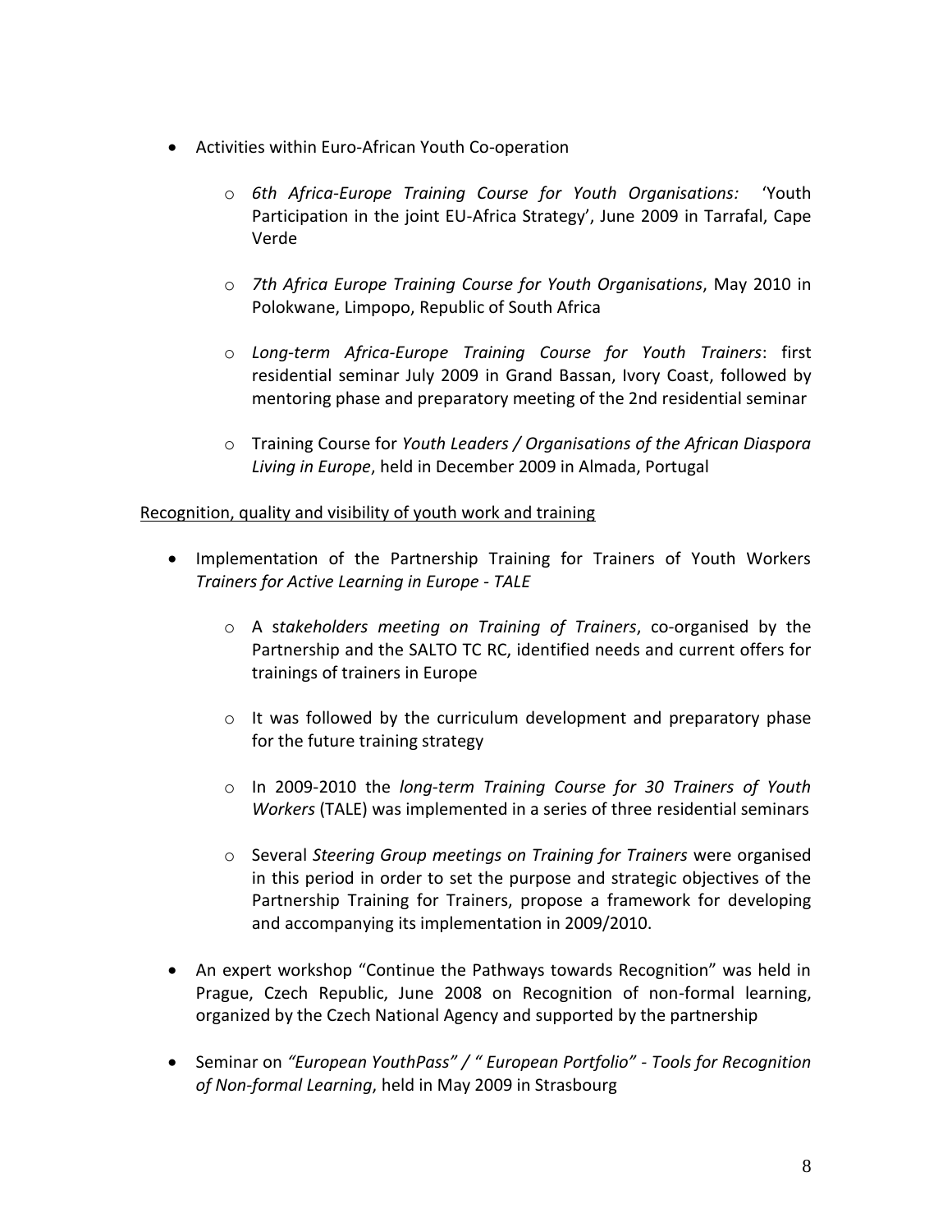- Activities within Euro-African Youth Co-operation
  - *6th Africa-Europe Training Course for Youth Organisations:* 'Youth Participation in the joint EU-Africa Strategy', June 2009 in Tarrafal, Cape Verde
  - *7th Africa Europe Training Course for Youth Organisations*, May 2010 in Polokwane, Limpopo, Republic of South Africa
  - *Long-term Africa-Europe Training Course for Youth Trainers*: first residential seminar July 2009 in Grand Bassan, Ivory Coast, followed by mentoring phase and preparatory meeting of the 2nd residential seminar
  - Training Course for *Youth Leaders / Organisations of the African Diaspora Living in Europe*, held in December 2009 in Almada, Portugal

<u>Recognition, quality and visibility of youth work and training</u>

- Implementation of the Partnership Training for Trainers of Youth Workers *Trainers for Active Learning in Europe - TALE*
  - A s*takeholders meeting on Training of Trainers*, co-organised by the Partnership and the SALTO TC RC, identified needs and current offers for trainings of trainers in Europe
  - It was followed by the curriculum development and preparatory phase for the future training strategy
  - In 2009-2010 the *long-term Training Course for 30 Trainers of Youth Workers* (TALE) was implemented in a series of three residential seminars
  - Several *Steering Group meetings on Training for Trainers* were organised in this period in order to set the purpose and strategic objectives of the Partnership Training for Trainers, propose a framework for developing and accompanying its implementation in 2009/2010.
- An expert workshop "Continue the Pathways towards Recognition" was held in Prague, Czech Republic, June 2008 on Recognition of non-formal learning, organized by the Czech National Agency and supported by the partnership
- Seminar on *"European YouthPass" / " European Portfolio" - Tools for Recognition of Non-formal Learning*, held in May 2009 in Strasbourg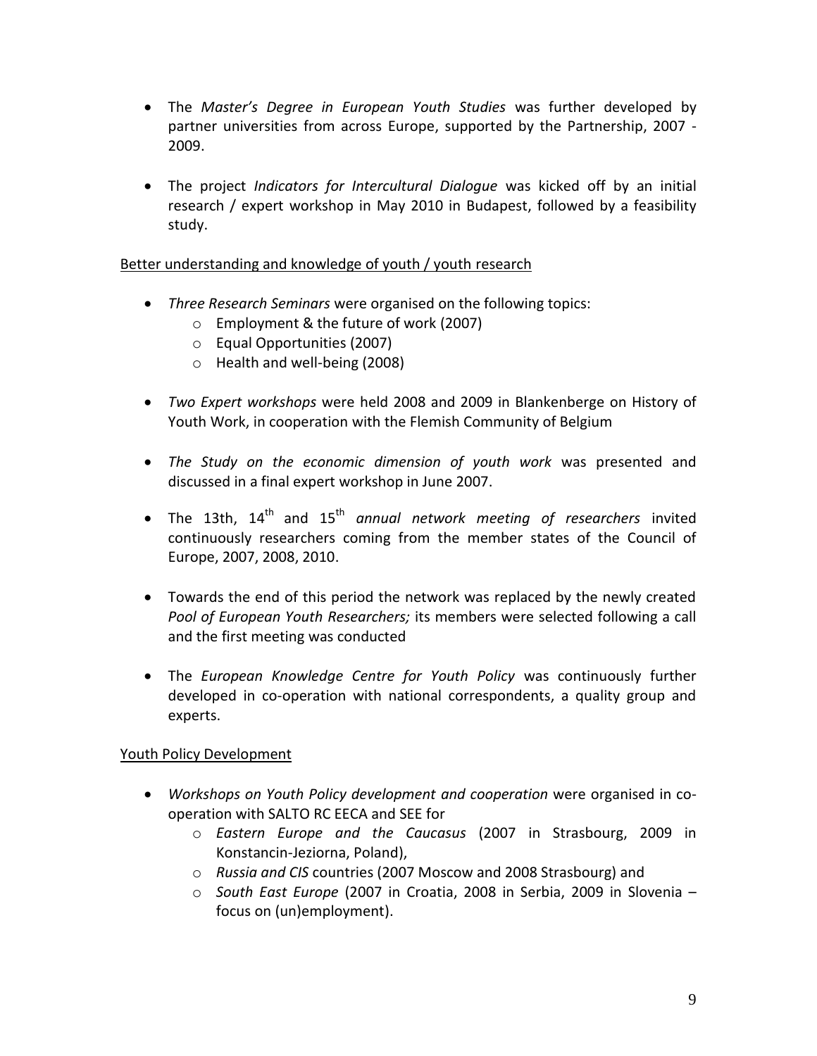- The *Master's Degree in European Youth Studies* was further developed by partner universities from across Europe, supported by the Partnership, 2007 - 2009.

- The project *Indicators for Intercultural Dialogue* was kicked off by an initial research / expert workshop in May 2010 in Budapest, followed by a feasibility study.

<u>Better understanding and knowledge of youth / youth research</u>

- *Three Research Seminars* were organised on the following topics:
  - Employment & the future of work (2007)
  - Equal Opportunities (2007)
  - Health and well-being (2008)

- *Two Expert workshops* were held 2008 and 2009 in Blankenberge on History of Youth Work, in cooperation with the Flemish Community of Belgium

- *The Study on the economic dimension of youth work* was presented and discussed in a final expert workshop in June 2007.

- The 13th, 14th and 15th *annual network meeting of researchers* invited continuously researchers coming from the member states of the Council of Europe, 2007, 2008, 2010.

- Towards the end of this period the network was replaced by the newly created *Pool of European Youth Researchers;* its members were selected following a call and the first meeting was conducted

- The *European Knowledge Centre for Youth Policy* was continuously further developed in co-operation with national correspondents, a quality group and experts.

<u>Youth Policy Development</u>

- *Workshops on Youth Policy development and cooperation* were organised in co-operation with SALTO RC EECA and SEE for
  - *Eastern Europe and the Caucasus* (2007 in Strasbourg, 2009 in Konstancin-Jeziorna, Poland),
  - *Russia and CIS* countries (2007 Moscow and 2008 Strasbourg) and
  - *South East Europe* (2007 in Croatia, 2008 in Serbia, 2009 in Slovenia – focus on (un)employment).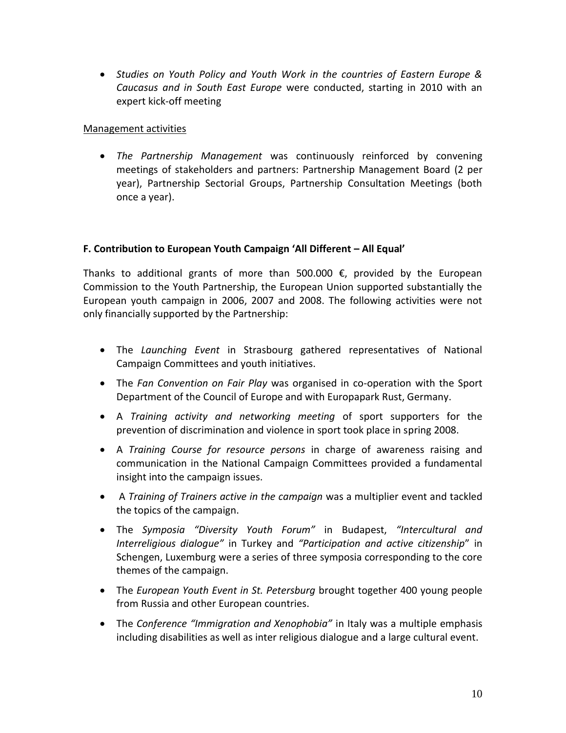- *Studies on Youth Policy and Youth Work in the countries of Eastern Europe & Caucasus and in South East Europe* were conducted, starting in 2010 with an expert kick-off meeting

<u>Management activities</u>

- *The Partnership Management* was continuously reinforced by convening meetings of stakeholders and partners: Partnership Management Board (2 per year), Partnership Sectorial Groups, Partnership Consultation Meetings (both once a year).

**F. Contribution to European Youth Campaign 'All Different – All Equal'**

Thanks to additional grants of more than 500.000 €, provided by the European Commission to the Youth Partnership, the European Union supported substantially the European youth campaign in 2006, 2007 and 2008. The following activities were not only financially supported by the Partnership:

- The *Launching Event* in Strasbourg gathered representatives of National Campaign Committees and youth initiatives.
- The *Fan Convention on Fair Play* was organised in co-operation with the Sport Department of the Council of Europe and with Europapark Rust, Germany.
- A *Training activity and networking meeting* of sport supporters for the prevention of discrimination and violence in sport took place in spring 2008.
- A *Training Course for resource persons* in charge of awareness raising and communication in the National Campaign Committees provided a fundamental insight into the campaign issues.
- A *Training of Trainers active in the campaign* was a multiplier event and tackled the topics of the campaign.
- The *Symposia "Diversity Youth Forum"* in Budapest, *"Intercultural and Interreligious dialogue"* in Turkey and *"Participation and active citizenship*" in Schengen, Luxemburg were a series of three symposia corresponding to the core themes of the campaign.
- The *European Youth Event in St. Petersburg* brought together 400 young people from Russia and other European countries.
- The *Conference "Immigration and Xenophobia"* in Italy was a multiple emphasis including disabilities as well as inter religious dialogue and a large cultural event.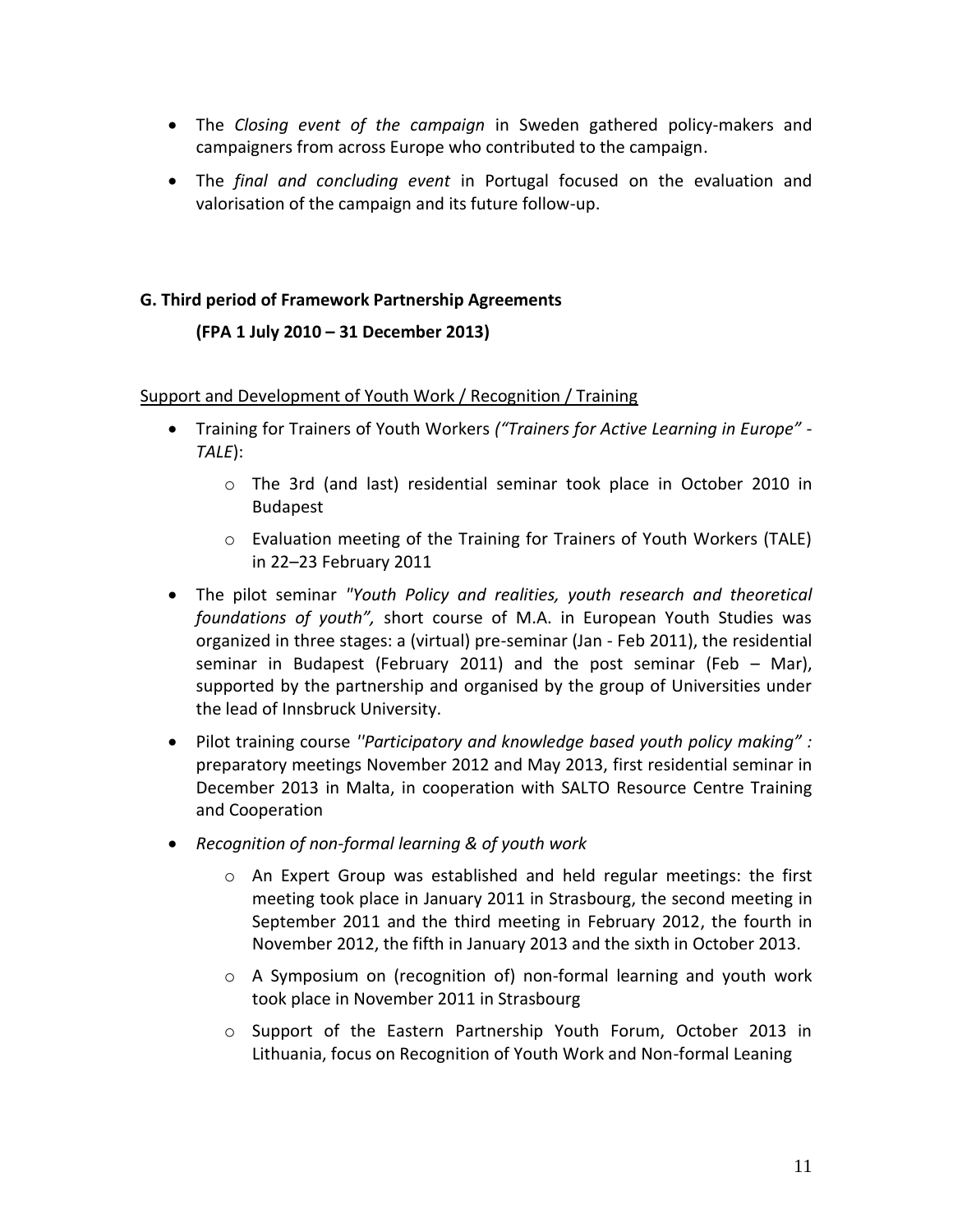- The *Closing event of the campaign* in Sweden gathered policy-makers and campaigners from across Europe who contributed to the campaign.
- The *final and concluding event* in Portugal focused on the evaluation and valorisation of the campaign and its future follow-up.

**G. Third period of Framework Partnership Agreements**

**(FPA 1 July 2010 – 31 December 2013)**

<u>Support and Development of Youth Work / Recognition / Training</u>

- Training for Trainers of Youth Workers *("Trainers for Active Learning in Europe" - TALE*):
  - The 3rd (and last) residential seminar took place in October 2010 in Budapest
  - Evaluation meeting of the Training for Trainers of Youth Workers (TALE) in 22–23 February 2011
- The pilot seminar *"Youth Policy and realities, youth research and theoretical foundations of youth",* short course of M.A. in European Youth Studies was organized in three stages: a (virtual) pre-seminar (Jan - Feb 2011), the residential seminar in Budapest (February 2011) and the post seminar (Feb – Mar), supported by the partnership and organised by the group of Universities under the lead of Innsbruck University.
- Pilot training course *''Participatory and knowledge based youth policy making" :* preparatory meetings November 2012 and May 2013, first residential seminar in December 2013 in Malta, in cooperation with SALTO Resource Centre Training and Cooperation
- *Recognition of non-formal learning & of youth work*
  - An Expert Group was established and held regular meetings: the first meeting took place in January 2011 in Strasbourg, the second meeting in September 2011 and the third meeting in February 2012, the fourth in November 2012, the fifth in January 2013 and the sixth in October 2013.
  - A Symposium on (recognition of) non-formal learning and youth work took place in November 2011 in Strasbourg
  - Support of the Eastern Partnership Youth Forum, October 2013 in Lithuania, focus on Recognition of Youth Work and Non-formal Leaning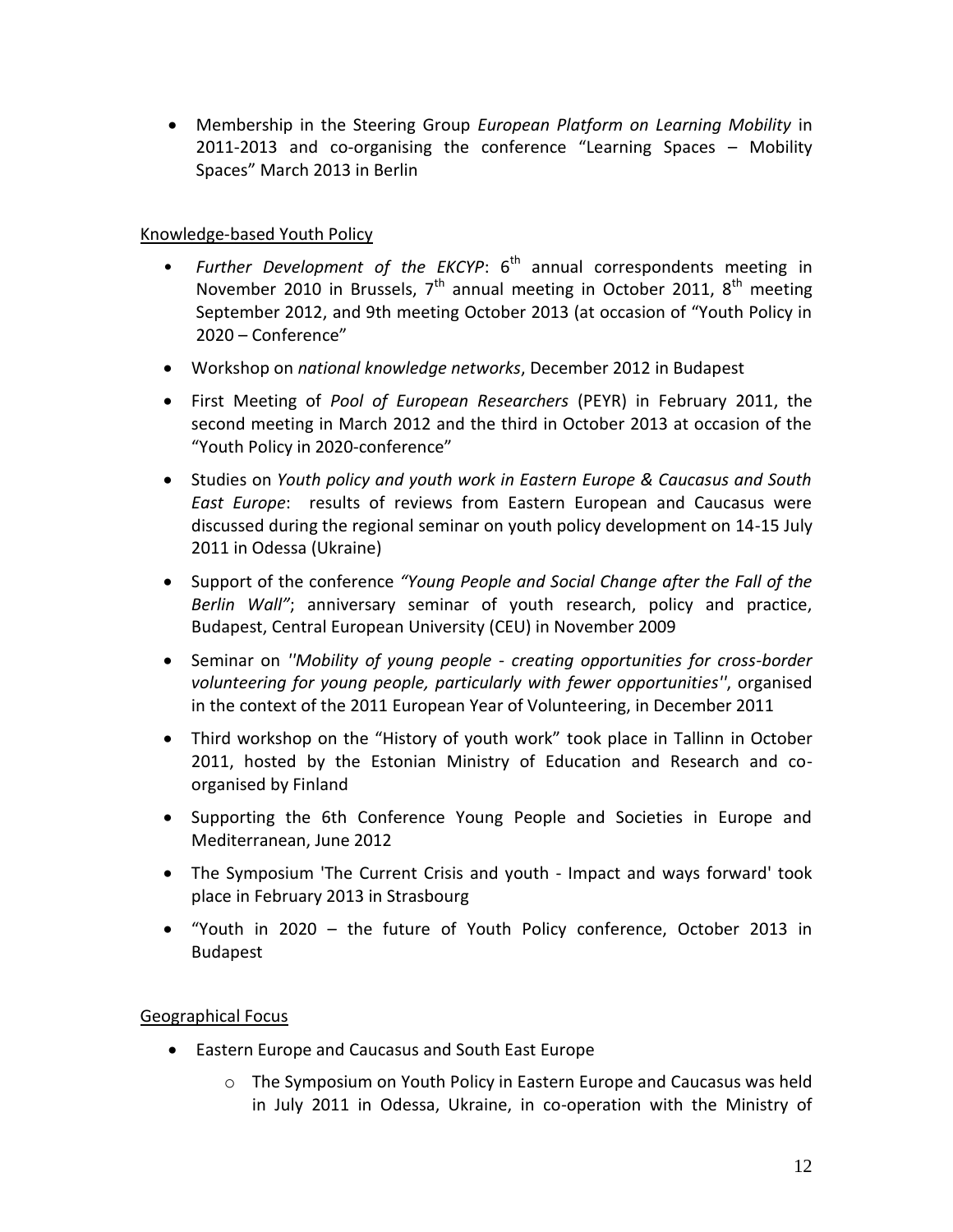- Membership in the Steering Group *European Platform on Learning Mobility* in 2011-2013 and co-organising the conference "Learning Spaces – Mobility Spaces" March 2013 in Berlin

Knowledge-based Youth Policy

- *Further Development of the EKCYP*: 6th annual correspondents meeting in November 2010 in Brussels, 7th annual meeting in October 2011, 8th meeting September 2012, and 9th meeting October 2013 (at occasion of "Youth Policy in 2020 – Conference"
- Workshop on *national knowledge networks*, December 2012 in Budapest
- First Meeting of *Pool of European Researchers* (PEYR) in February 2011, the second meeting in March 2012 and the third in October 2013 at occasion of the "Youth Policy in 2020-conference"
- Studies on *Youth policy and youth work in Eastern Europe & Caucasus and South East Europe*: results of reviews from Eastern European and Caucasus were discussed during the regional seminar on youth policy development on 14-15 July 2011 in Odessa (Ukraine)
- Support of the conference *"Young People and Social Change after the Fall of the Berlin Wall"*; anniversary seminar of youth research, policy and practice, Budapest, Central European University (CEU) in November 2009
- Seminar on *''Mobility of young people - creating opportunities for cross-border volunteering for young people, particularly with fewer opportunities''*, organised in the context of the 2011 European Year of Volunteering, in December 2011
- Third workshop on the "History of youth work" took place in Tallinn in October 2011, hosted by the Estonian Ministry of Education and Research and co-organised by Finland
- Supporting the 6th Conference Young People and Societies in Europe and Mediterranean, June 2012
- The Symposium 'The Current Crisis and youth - Impact and ways forward' took place in February 2013 in Strasbourg
- "Youth in 2020 – the future of Youth Policy conference, October 2013 in Budapest

Geographical Focus

- Eastern Europe and Caucasus and South East Europe
  - The Symposium on Youth Policy in Eastern Europe and Caucasus was held in July 2011 in Odessa, Ukraine, in co-operation with the Ministry of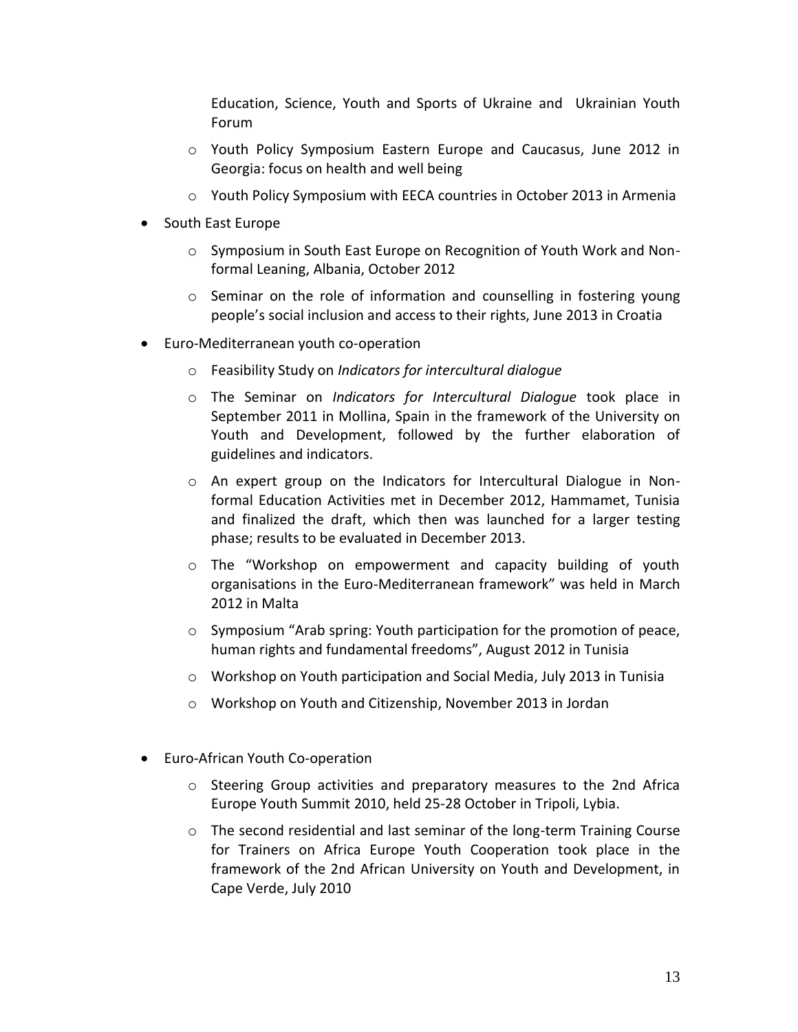Education, Science, Youth and Sports of Ukraine and Ukrainian Youth Forum

  - Youth Policy Symposium Eastern Europe and Caucasus, June 2012 in Georgia: focus on health and well being
  - Youth Policy Symposium with EECA countries in October 2013 in Armenia

- South East Europe
  - Symposium in South East Europe on Recognition of Youth Work and Non-formal Leaning, Albania, October 2012
  - Seminar on the role of information and counselling in fostering young people's social inclusion and access to their rights, June 2013 in Croatia

- Euro-Mediterranean youth co-operation
  - Feasibility Study on *Indicators for intercultural dialogue*
  - The Seminar on *Indicators for Intercultural Dialogue* took place in September 2011 in Mollina, Spain in the framework of the University on Youth and Development, followed by the further elaboration of guidelines and indicators.
  - An expert group on the Indicators for Intercultural Dialogue in Non-formal Education Activities met in December 2012, Hammamet, Tunisia and finalized the draft, which then was launched for a larger testing phase; results to be evaluated in December 2013.
  - The "Workshop on empowerment and capacity building of youth organisations in the Euro-Mediterranean framework" was held in March 2012 in Malta
  - Symposium "Arab spring: Youth participation for the promotion of peace, human rights and fundamental freedoms", August 2012 in Tunisia
  - Workshop on Youth participation and Social Media, July 2013 in Tunisia
  - Workshop on Youth and Citizenship, November 2013 in Jordan

- Euro-African Youth Co-operation
  - Steering Group activities and preparatory measures to the 2nd Africa Europe Youth Summit 2010, held 25-28 October in Tripoli, Lybia.
  - The second residential and last seminar of the long-term Training Course for Trainers on Africa Europe Youth Cooperation took place in the framework of the 2nd African University on Youth and Development, in Cape Verde, July 2010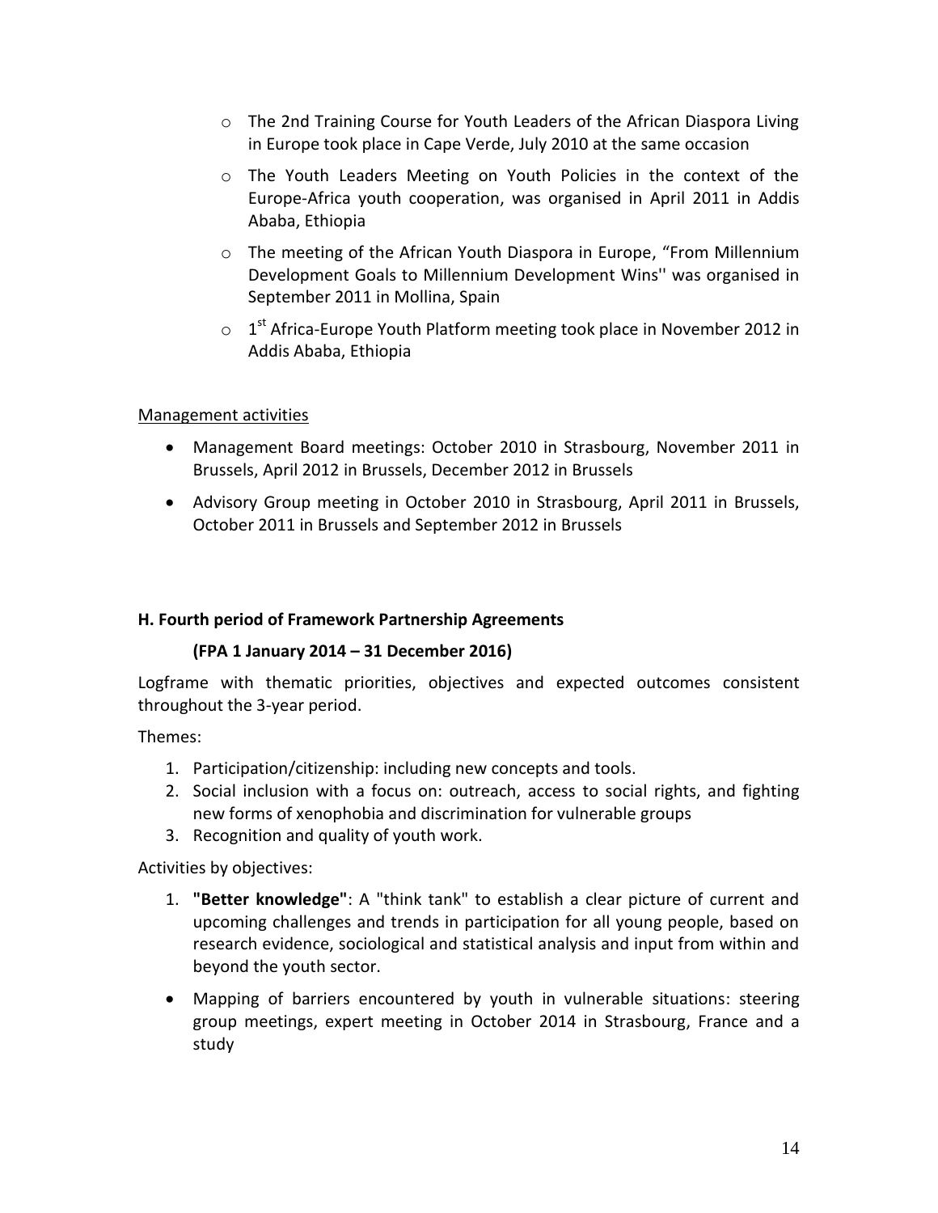- The 2nd Training Course for Youth Leaders of the African Diaspora Living in Europe took place in Cape Verde, July 2010 at the same occasion
- The Youth Leaders Meeting on Youth Policies in the context of the Europe-Africa youth cooperation, was organised in April 2011 in Addis Ababa, Ethiopia
- The meeting of the African Youth Diaspora in Europe, "From Millennium Development Goals to Millennium Development Wins'' was organised in September 2011 in Mollina, Spain
- 1st Africa-Europe Youth Platform meeting took place in November 2012 in Addis Ababa, Ethiopia

Management activities

- Management Board meetings: October 2010 in Strasbourg, November 2011 in Brussels, April 2012 in Brussels, December 2012 in Brussels
- Advisory Group meeting in October 2010 in Strasbourg, April 2011 in Brussels, October 2011 in Brussels and September 2012 in Brussels

### H. Fourth period of Framework Partnership Agreements

**(FPA 1 January 2014 – 31 December 2016)**

Logframe with thematic priorities, objectives and expected outcomes consistent throughout the 3-year period.

Themes:

1. Participation/citizenship: including new concepts and tools.
2. Social inclusion with a focus on: outreach, access to social rights, and fighting new forms of xenophobia and discrimination for vulnerable groups
3. Recognition and quality of youth work.

Activities by objectives:

1. **"Better knowledge"**: A "think tank" to establish a clear picture of current and upcoming challenges and trends in participation for all young people, based on research evidence, sociological and statistical analysis and input from within and beyond the youth sector.

- Mapping of barriers encountered by youth in vulnerable situations: steering group meetings, expert meeting in October 2014 in Strasbourg, France and a study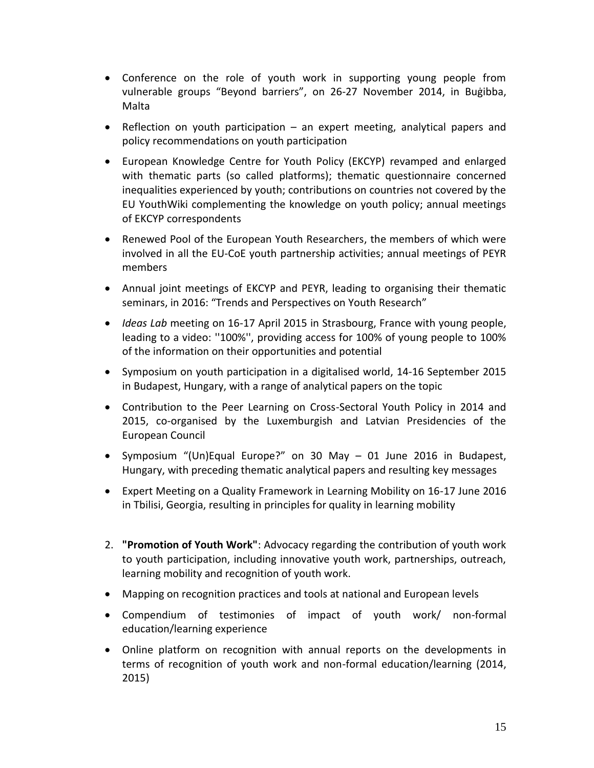- Conference on the role of youth work in supporting young people from vulnerable groups “Beyond barriers”, on 26-27 November 2014, in Buġibba, Malta
- Reflection on youth participation – an expert meeting, analytical papers and policy recommendations on youth participation
- European Knowledge Centre for Youth Policy (EKCYP) revamped and enlarged with thematic parts (so called platforms); thematic questionnaire concerned inequalities experienced by youth; contributions on countries not covered by the EU YouthWiki complementing the knowledge on youth policy; annual meetings of EKCYP correspondents
- Renewed Pool of the European Youth Researchers, the members of which were involved in all the EU-CoE youth partnership activities; annual meetings of PEYR members
- Annual joint meetings of EKCYP and PEYR, leading to organising their thematic seminars, in 2016: “Trends and Perspectives on Youth Research”
- *Ideas Lab* meeting on 16-17 April 2015 in Strasbourg, France with young people, leading to a video: ''100%'', providing access for 100% of young people to 100% of the information on their opportunities and potential
- Symposium on youth participation in a digitalised world, 14-16 September 2015 in Budapest, Hungary, with a range of analytical papers on the topic
- Contribution to the Peer Learning on Cross-Sectoral Youth Policy in 2014 and 2015, co-organised by the Luxemburgish and Latvian Presidencies of the European Council
- Symposium “(Un)Equal Europe?” on 30 May – 01 June 2016 in Budapest, Hungary, with preceding thematic analytical papers and resulting key messages
- Expert Meeting on a Quality Framework in Learning Mobility on 16-17 June 2016 in Tbilisi, Georgia, resulting in principles for quality in learning mobility

2. **"Promotion of Youth Work"**: Advocacy regarding the contribution of youth work to youth participation, including innovative youth work, partnerships, outreach, learning mobility and recognition of youth work.

- Mapping on recognition practices and tools at national and European levels
- Compendium of testimonies of impact of youth work/ non-formal education/learning experience
- Online platform on recognition with annual reports on the developments in terms of recognition of youth work and non-formal education/learning (2014, 2015)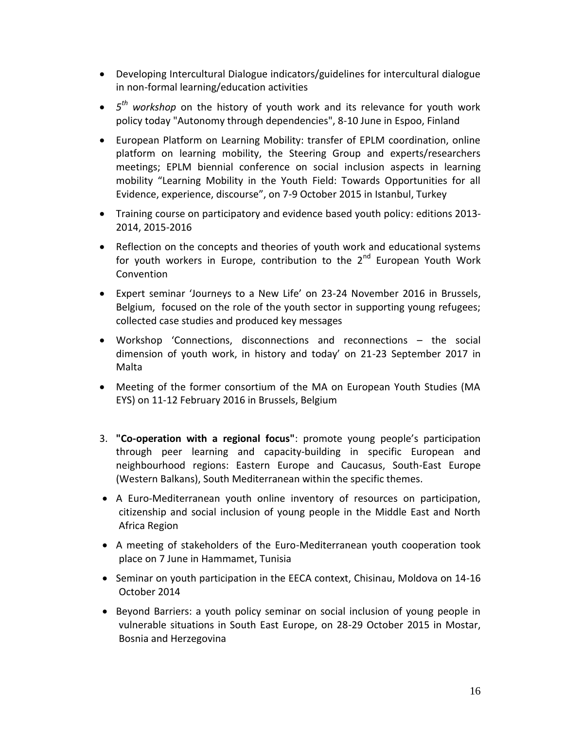- Developing Intercultural Dialogue indicators/guidelines for intercultural dialogue in non-formal learning/education activities
- *5th workshop* on the history of youth work and its relevance for youth work policy today "Autonomy through dependencies", 8-10 June in Espoo, Finland
- European Platform on Learning Mobility: transfer of EPLM coordination, online platform on learning mobility, the Steering Group and experts/researchers meetings; EPLM biennial conference on social inclusion aspects in learning mobility "Learning Mobility in the Youth Field: Towards Opportunities for all Evidence, experience, discourse", on 7-9 October 2015 in Istanbul, Turkey
- Training course on participatory and evidence based youth policy: editions 2013-2014, 2015-2016
- Reflection on the concepts and theories of youth work and educational systems for youth workers in Europe, contribution to the 2nd European Youth Work Convention
- Expert seminar 'Journeys to a New Life' on 23-24 November 2016 in Brussels, Belgium, focused on the role of the youth sector in supporting young refugees; collected case studies and produced key messages
- Workshop 'Connections, disconnections and reconnections – the social dimension of youth work, in history and today' on 21-23 September 2017 in Malta
- Meeting of the former consortium of the MA on European Youth Studies (MA EYS) on 11-12 February 2016 in Brussels, Belgium

3. **"Co-operation with a regional focus"**: promote young people's participation through peer learning and capacity-building in specific European and neighbourhood regions: Eastern Europe and Caucasus, South-East Europe (Western Balkans), South Mediterranean within the specific themes.

- A Euro-Mediterranean youth online inventory of resources on participation, citizenship and social inclusion of young people in the Middle East and North Africa Region
- A meeting of stakeholders of the Euro-Mediterranean youth cooperation took place on 7 June in Hammamet, Tunisia
- Seminar on youth participation in the EECA context, Chisinau, Moldova on 14-16 October 2014
- Beyond Barriers: a youth policy seminar on social inclusion of young people in vulnerable situations in South East Europe, on 28-29 October 2015 in Mostar, Bosnia and Herzegovina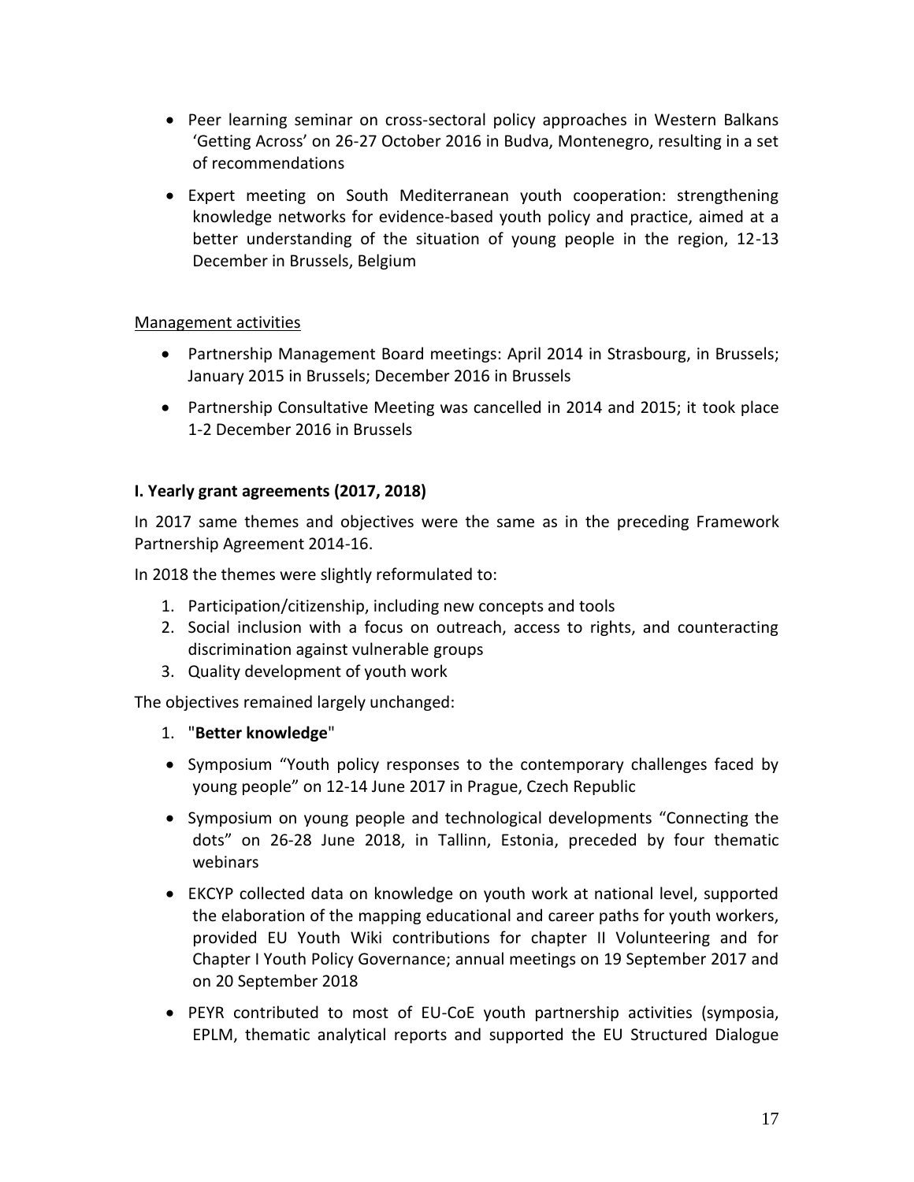- Peer learning seminar on cross-sectoral policy approaches in Western Balkans 'Getting Across' on 26-27 October 2016 in Budva, Montenegro, resulting in a set of recommendations
- Expert meeting on South Mediterranean youth cooperation: strengthening knowledge networks for evidence-based youth policy and practice, aimed at a better understanding of the situation of young people in the region, 12-13 December in Brussels, Belgium

<u>Management activities</u>

- Partnership Management Board meetings: April 2014 in Strasbourg, in Brussels; January 2015 in Brussels; December 2016 in Brussels
- Partnership Consultative Meeting was cancelled in 2014 and 2015; it took place 1-2 December 2016 in Brussels

**I. Yearly grant agreements (2017, 2018)**

In 2017 same themes and objectives were the same as in the preceding Framework Partnership Agreement 2014-16.

In 2018 the themes were slightly reformulated to:

1. Participation/citizenship, including new concepts and tools
2. Social inclusion with a focus on outreach, access to rights, and counteracting discrimination against vulnerable groups
3. Quality development of youth work

The objectives remained largely unchanged:

1. "**Better knowledge**"

- Symposium "Youth policy responses to the contemporary challenges faced by young people" on 12-14 June 2017 in Prague, Czech Republic
- Symposium on young people and technological developments "Connecting the dots" on 26-28 June 2018, in Tallinn, Estonia, preceded by four thematic webinars
- EKCYP collected data on knowledge on youth work at national level, supported the elaboration of the mapping educational and career paths for youth workers, provided EU Youth Wiki contributions for chapter II Volunteering and for Chapter I Youth Policy Governance; annual meetings on 19 September 2017 and on 20 September 2018
- PEYR contributed to most of EU-CoE youth partnership activities (symposia, EPLM, thematic analytical reports and supported the EU Structured Dialogue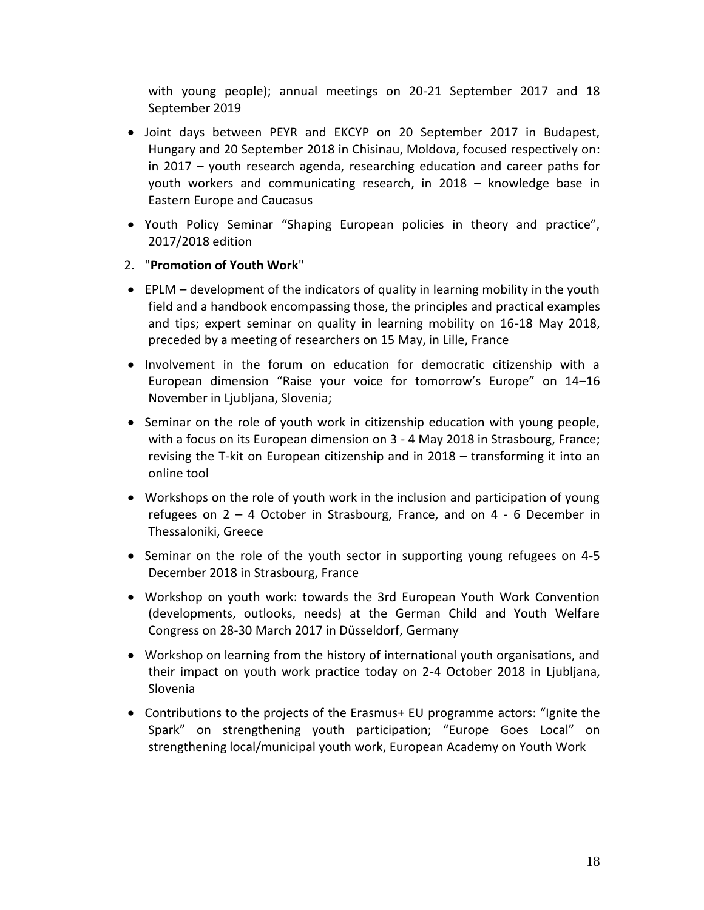with young people); annual meetings on 20-21 September 2017 and 18 September 2019

- Joint days between PEYR and EKCYP on 20 September 2017 in Budapest, Hungary and 20 September 2018 in Chisinau, Moldova, focused respectively on: in 2017 – youth research agenda, researching education and career paths for youth workers and communicating research, in 2018 – knowledge base in Eastern Europe and Caucasus
- Youth Policy Seminar "Shaping European policies in theory and practice", 2017/2018 edition

2. "**Promotion of Youth Work**"

- EPLM – development of the indicators of quality in learning mobility in the youth field and a handbook encompassing those, the principles and practical examples and tips; expert seminar on quality in learning mobility on 16-18 May 2018, preceded by a meeting of researchers on 15 May, in Lille, France
- Involvement in the forum on education for democratic citizenship with a European dimension "Raise your voice for tomorrow's Europe" on 14–16 November in Ljubljana, Slovenia;
- Seminar on the role of youth work in citizenship education with young people, with a focus on its European dimension on 3 - 4 May 2018 in Strasbourg, France; revising the T-kit on European citizenship and in 2018 – transforming it into an online tool
- Workshops on the role of youth work in the inclusion and participation of young refugees on 2 – 4 October in Strasbourg, France, and on 4 - 6 December in Thessaloniki, Greece
- Seminar on the role of the youth sector in supporting young refugees on 4-5 December 2018 in Strasbourg, France
- Workshop on youth work: towards the 3rd European Youth Work Convention (developments, outlooks, needs) at the German Child and Youth Welfare Congress on 28-30 March 2017 in Düsseldorf, Germany
- Workshop on learning from the history of international youth organisations, and their impact on youth work practice today on 2-4 October 2018 in Ljubljana, Slovenia
- Contributions to the projects of the Erasmus+ EU programme actors: "Ignite the Spark" on strengthening youth participation; "Europe Goes Local" on strengthening local/municipal youth work, European Academy on Youth Work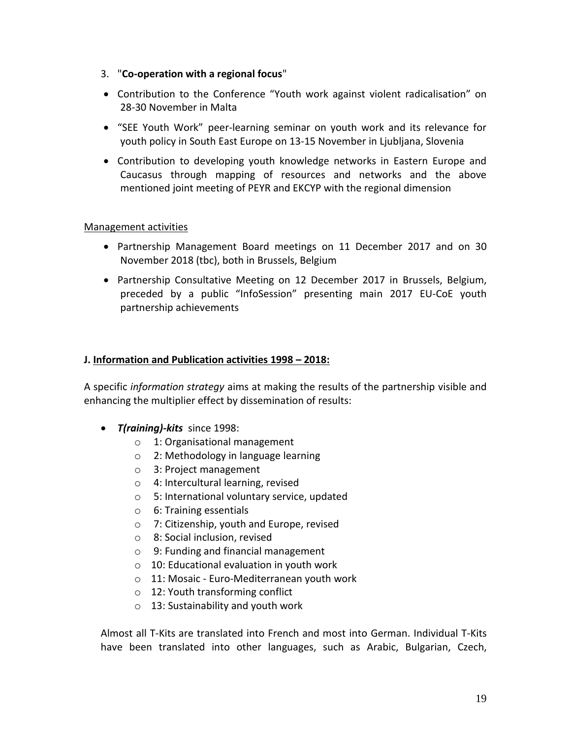3. "**Co-operation with a regional focus**"

- Contribution to the Conference "Youth work against violent radicalisation" on 28-30 November in Malta
- "SEE Youth Work" peer-learning seminar on youth work and its relevance for youth policy in South East Europe on 13-15 November in Ljubljana, Slovenia
- Contribution to developing youth knowledge networks in Eastern Europe and Caucasus through mapping of resources and networks and the above mentioned joint meeting of PEYR and EKCYP with the regional dimension

<u>Management activities</u>

- Partnership Management Board meetings on 11 December 2017 and on 30 November 2018 (tbc), both in Brussels, Belgium
- Partnership Consultative Meeting on 12 December 2017 in Brussels, Belgium, preceded by a public "InfoSession" presenting main 2017 EU-CoE youth partnership achievements

**J. <u>Information and Publication activities 1998 – 2018:</u>**

A specific *information strategy* aims at making the results of the partnership visible and enhancing the multiplier effect by dissemination of results:

- ***T(raining)-kits*** since 1998:
  - 1: Organisational management
  - 2: Methodology in language learning
  - 3: Project management
  - 4: Intercultural learning, revised
  - 5: International voluntary service, updated
  - 6: Training essentials
  - 7: Citizenship, youth and Europe, revised
  - 8: Social inclusion, revised
  - 9: Funding and financial management
  - 10: Educational evaluation in youth work
  - 11: Mosaic - Euro-Mediterranean youth work
  - 12: Youth transforming conflict
  - 13: Sustainability and youth work

  Almost all T-Kits are translated into French and most into German. Individual T-Kits have been translated into other languages, such as Arabic, Bulgarian, Czech,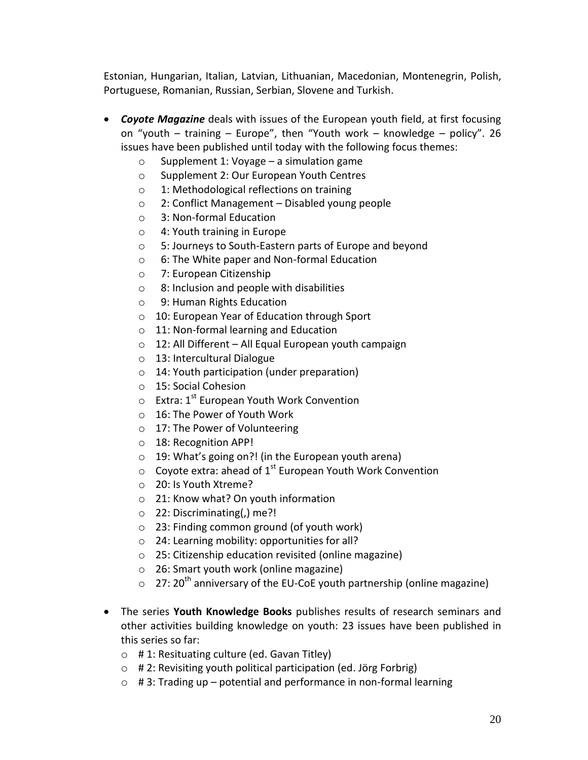Estonian, Hungarian, Italian, Latvian, Lithuanian, Macedonian, Montenegrin, Polish, Portuguese, Romanian, Russian, Serbian, Slovene and Turkish.

- ***Coyote Magazine*** deals with issues of the European youth field, at first focusing on "youth – training – Europe", then "Youth work – knowledge – policy". 26 issues have been published until today with the following focus themes:
  - Supplement 1: Voyage – a simulation game
  - Supplement 2: Our European Youth Centres
  - 1: Methodological reflections on training
  - 2: Conflict Management – Disabled young people
  - 3: Non-formal Education
  - 4: Youth training in Europe
  - 5: Journeys to South-Eastern parts of Europe and beyond
  - 6: The White paper and Non-formal Education
  - 7: European Citizenship
  - 8: Inclusion and people with disabilities
  - 9: Human Rights Education
  - 10: European Year of Education through Sport
  - 11: Non-formal learning and Education
  - 12: All Different – All Equal European youth campaign
  - 13: Intercultural Dialogue
  - 14: Youth participation (under preparation)
  - 15: Social Cohesion
  - Extra: 1st European Youth Work Convention
  - 16: The Power of Youth Work
  - 17: The Power of Volunteering
  - 18: Recognition APP!
  - 19: What's going on?! (in the European youth arena)
  - Coyote extra: ahead of 1st European Youth Work Convention
  - 20: Is Youth Xtreme?
  - 21: Know what? On youth information
  - 22: Discriminating(,) me?!
  - 23: Finding common ground (of youth work)
  - 24: Learning mobility: opportunities for all?
  - 25: Citizenship education revisited (online magazine)
  - 26: Smart youth work (online magazine)
  - 27: 20th anniversary of the EU-CoE youth partnership (online magazine)

- The series **Youth Knowledge Books** publishes results of research seminars and other activities building knowledge on youth: 23 issues have been published in this series so far:
  - # 1: Resituating culture (ed. Gavan Titley)
  - # 2: Revisiting youth political participation (ed. Jörg Forbrig)
  - # 3: Trading up – potential and performance in non-formal learning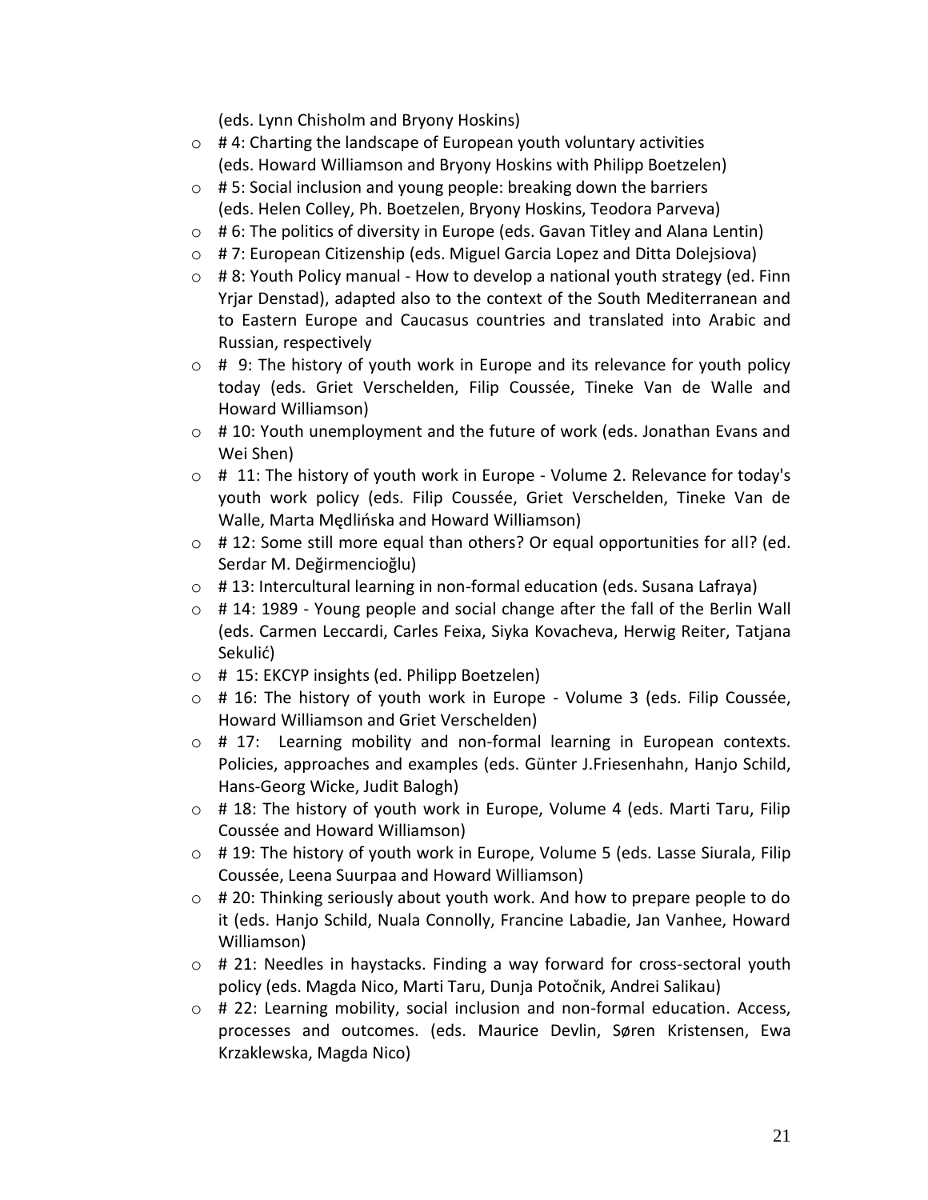(eds. Lynn Chisholm and Bryony Hoskins)

- # 4: Charting the landscape of European youth voluntary activities (eds. Howard Williamson and Bryony Hoskins with Philipp Boetzelen)
- # 5: Social inclusion and young people: breaking down the barriers (eds. Helen Colley, Ph. Boetzelen, Bryony Hoskins, Teodora Parveva)
- # 6: The politics of diversity in Europe (eds. Gavan Titley and Alana Lentin)
- # 7: European Citizenship (eds. Miguel Garcia Lopez and Ditta Dolejsiova)
- # 8: Youth Policy manual - How to develop a national youth strategy (ed. Finn Yrjar Denstad), adapted also to the context of the South Mediterranean and to Eastern Europe and Caucasus countries and translated into Arabic and Russian, respectively
- # 9: The history of youth work in Europe and its relevance for youth policy today (eds. Griet Verschelden, Filip Coussée, Tineke Van de Walle and Howard Williamson)
- # 10: Youth unemployment and the future of work (eds. Jonathan Evans and Wei Shen)
- # 11: The history of youth work in Europe - Volume 2. Relevance for today's youth work policy (eds. Filip Coussée, Griet Verschelden, Tineke Van de Walle, Marta Mędlińska and Howard Williamson)
- # 12: Some still more equal than others? Or equal opportunities for all? (ed. Serdar M. Değirmencioğlu)
- # 13: Intercultural learning in non-formal education (eds. Susana Lafraya)
- # 14: 1989 - Young people and social change after the fall of the Berlin Wall (eds. Carmen Leccardi, Carles Feixa, Siyka Kovacheva, Herwig Reiter, Tatjana Sekulić)
- # 15: EKCYP insights (ed. Philipp Boetzelen)
- # 16: The history of youth work in Europe - Volume 3 (eds. Filip Coussée, Howard Williamson and Griet Verschelden)
- # 17: Learning mobility and non-formal learning in European contexts. Policies, approaches and examples (eds. Günter J.Friesenhahn, Hanjo Schild, Hans-Georg Wicke, Judit Balogh)
- # 18: The history of youth work in Europe, Volume 4 (eds. Marti Taru, Filip Coussée and Howard Williamson)
- # 19: The history of youth work in Europe, Volume 5 (eds. Lasse Siurala, Filip Coussée, Leena Suurpaa and Howard Williamson)
- # 20: Thinking seriously about youth work. And how to prepare people to do it (eds. Hanjo Schild, Nuala Connolly, Francine Labadie, Jan Vanhee, Howard Williamson)
- # 21: Needles in haystacks. Finding a way forward for cross-sectoral youth policy (eds. Magda Nico, Marti Taru, Dunja Potočnik, Andrei Salikau)
- # 22: Learning mobility, social inclusion and non-formal education. Access, processes and outcomes. (eds. Maurice Devlin, Søren Kristensen, Ewa Krzaklewska, Magda Nico)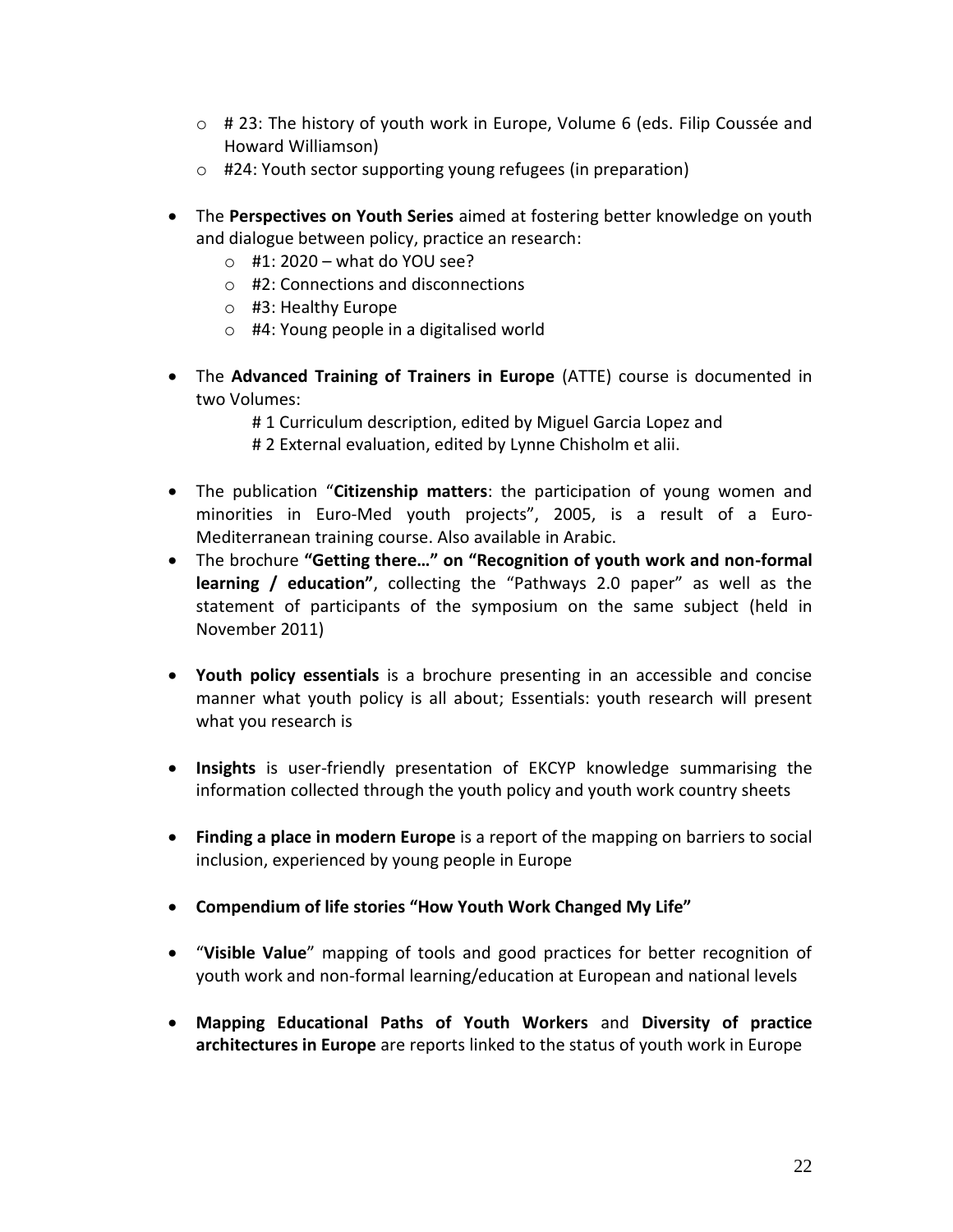- # 23: The history of youth work in Europe, Volume 6 (eds. Filip Coussée and Howard Williamson)
  - #24: Youth sector supporting young refugees (in preparation)

- The **Perspectives on Youth Series** aimed at fostering better knowledge on youth and dialogue between policy, practice an research:
  - #1: 2020 – what do YOU see?
  - #2: Connections and disconnections
  - #3: Healthy Europe
  - #4: Young people in a digitalised world

- The **Advanced Training of Trainers in Europe** (ATTE) course is documented in two Volumes:

  # 1 Curriculum description, edited by Miguel Garcia Lopez and

  # 2 External evaluation, edited by Lynne Chisholm et alii.

- The publication "**Citizenship matters**: the participation of young women and minorities in Euro-Med youth projects", 2005, is a result of a Euro-Mediterranean training course. Also available in Arabic.
- The brochure **"Getting there…" on "Recognition of youth work and non-formal learning / education"**, collecting the "Pathways 2.0 paper" as well as the statement of participants of the symposium on the same subject (held in November 2011)

- **Youth policy essentials** is a brochure presenting in an accessible and concise manner what youth policy is all about; Essentials: youth research will present what you research is

- **Insights** is user-friendly presentation of EKCYP knowledge summarising the information collected through the youth policy and youth work country sheets

- **Finding a place in modern Europe** is a report of the mapping on barriers to social inclusion, experienced by young people in Europe

- **Compendium of life stories "How Youth Work Changed My Life"**

- "**Visible Value**" mapping of tools and good practices for better recognition of youth work and non-formal learning/education at European and national levels

- **Mapping Educational Paths of Youth Workers** and **Diversity of practice architectures in Europe** are reports linked to the status of youth work in Europe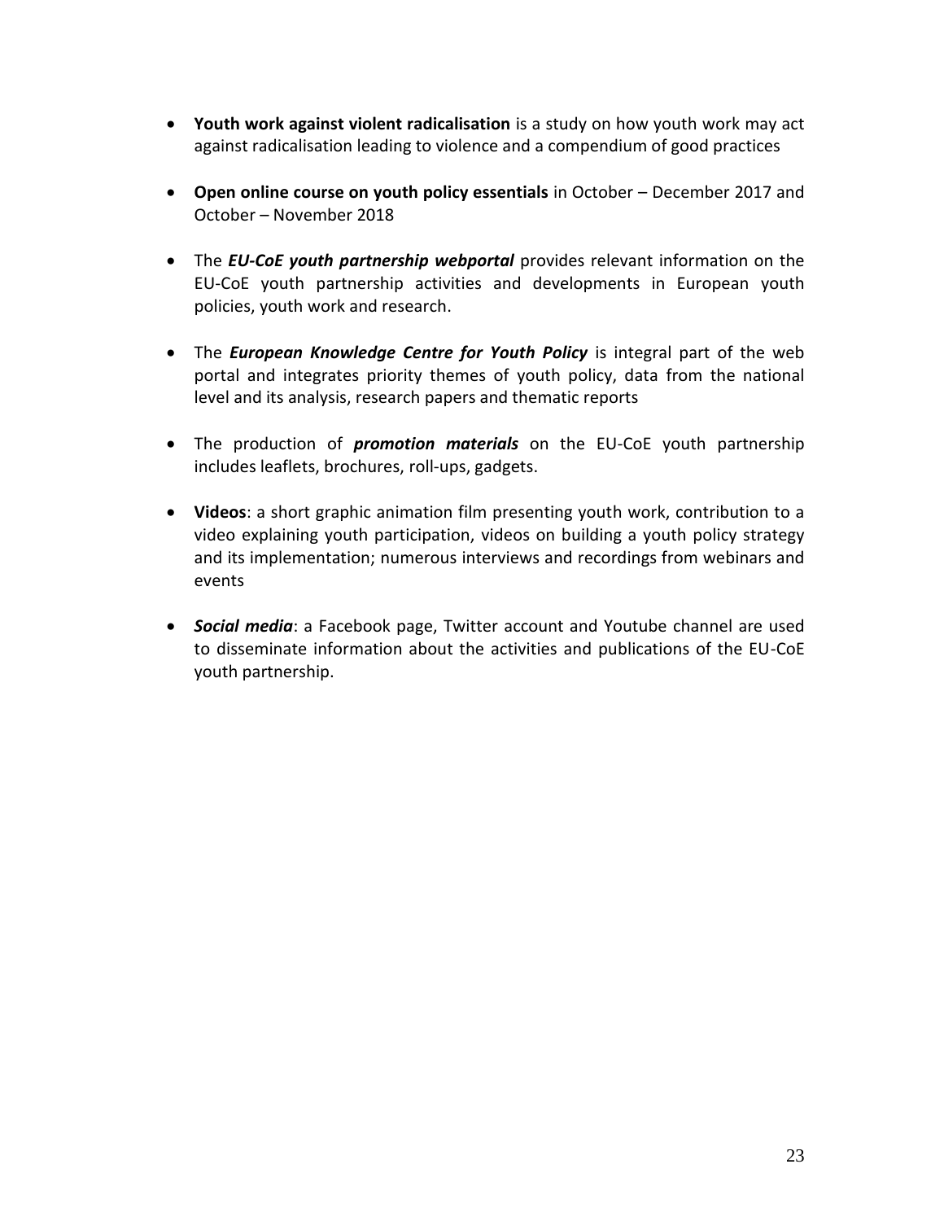- **Youth work against violent radicalisation** is a study on how youth work may act against radicalisation leading to violence and a compendium of good practices

- **Open online course on youth policy essentials** in October – December 2017 and October – November 2018

- The ***EU-CoE youth partnership webportal*** provides relevant information on the EU-CoE youth partnership activities and developments in European youth policies, youth work and research.

- The ***European Knowledge Centre for Youth Policy*** is integral part of the web portal and integrates priority themes of youth policy, data from the national level and its analysis, research papers and thematic reports

- The production of ***promotion materials*** on the EU-CoE youth partnership includes leaflets, brochures, roll-ups, gadgets.

- **Videos**: a short graphic animation film presenting youth work, contribution to a video explaining youth participation, videos on building a youth policy strategy and its implementation; numerous interviews and recordings from webinars and events

- ***Social media***: a Facebook page, Twitter account and Youtube channel are used to disseminate information about the activities and publications of the EU-CoE youth partnership.